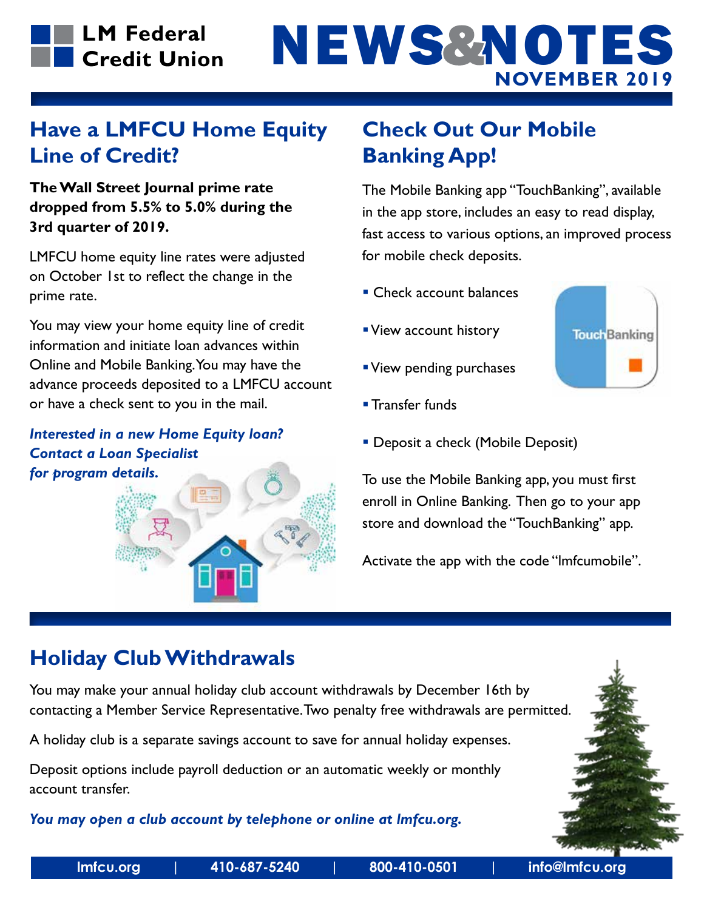LM Federal Credit Union

# NEWS&NOTES

NOVEMBER 2019

## Have a LMFCU Home Equity Line of Credit?

**The Wall Street Journal prime rate dropped from 5.5% to 5.0% during the 3rd quarter of 2019.**

LMFCU home equity line rates were adjusted on October 1st to reflect the change in the prime rate.

You may view your home equity line of credit information and initiate loan advances within Online and Mobile Banking. You may have the advance proceeds deposited to a LMFCU account or have a check sent to you in the mail.

***Interested in a new Home Equity loan? Contact a Loan Specialist for program details.***

## Check Out Our Mobile Banking App!

The Mobile Banking app "TouchBanking", available in the app store, includes an easy to read display, fast access to various options, an improved process for mobile check deposits.

- Check account balances
- View account history
- View pending purchases
- Transfer funds
- Deposit a check (Mobile Deposit)

To use the Mobile Banking app, you must first enroll in Online Banking. Then go to your app store and download the "TouchBanking" app.

Activate the app with the code "lmfcumobile".

## Holiday Club Withdrawals

You may make your annual holiday club account withdrawals by December 16th by contacting a Member Service Representative. Two penalty free withdrawals are permitted.

A holiday club is a separate savings account to save for annual holiday expenses.

Deposit options include payroll deduction or an automatic weekly or monthly account transfer.

***You may open a club account by telephone or online at lmfcu.org.***

lmfcu.org | 410-687-5240 | 800-410-0501 | info@lmfcu.org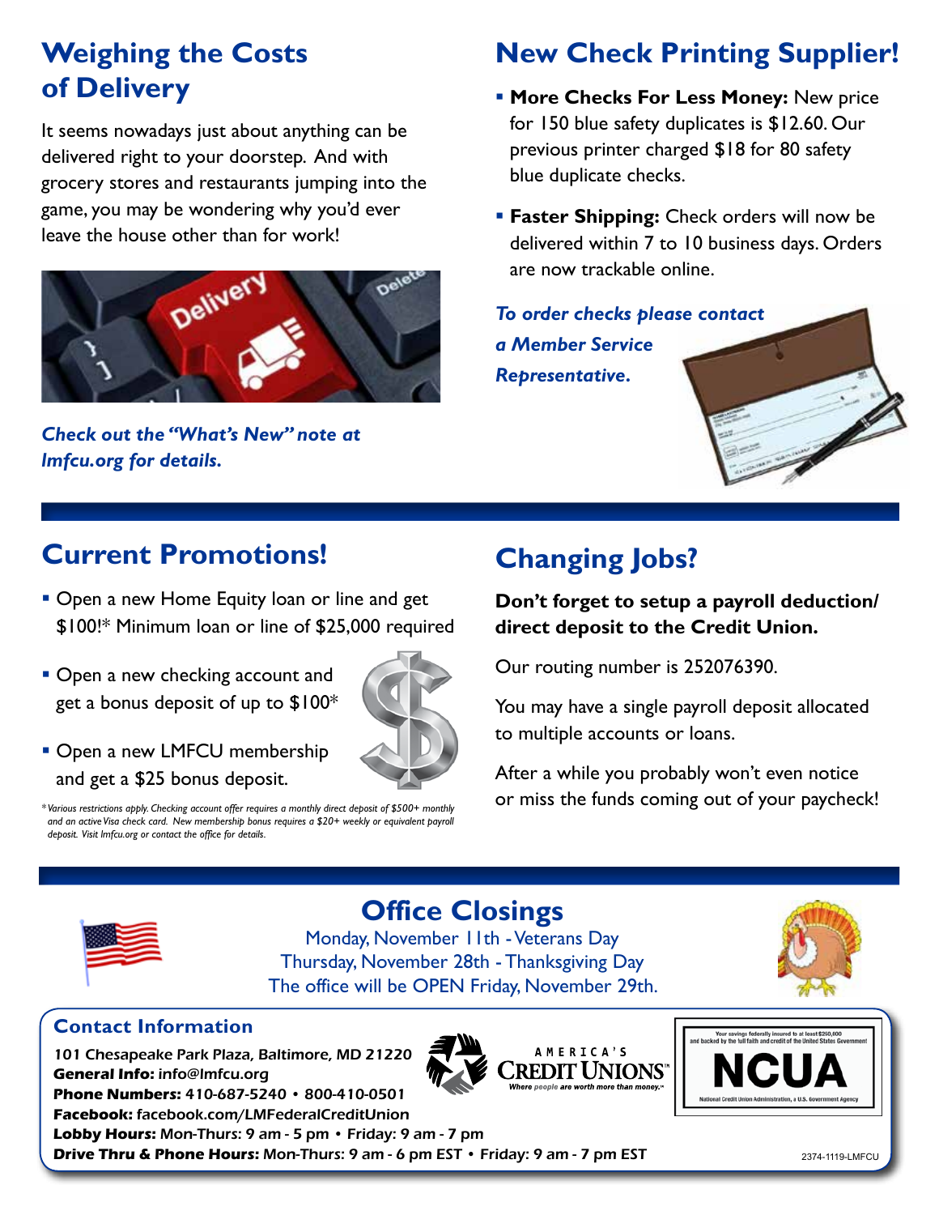## Weighing the Costs of Delivery

It seems nowadays just about anything can be delivered right to your doorstep. And with grocery stores and restaurants jumping into the game, you may be wondering why you'd ever leave the house other than for work!

***Check out the "What's New" note at lmfcu.org for details.***

## New Check Printing Supplier!

- **More Checks For Less Money:** New price for 150 blue safety duplicates is $12.60. Our previous printer charged $18 for 80 safety blue duplicate checks.
- **Faster Shipping:** Check orders will now be delivered within 7 to 10 business days. Orders are now trackable online.

***To order checks please contact a Member Service Representative.***

## Current Promotions!

- Open a new Home Equity loan or line and get $100!* Minimum loan or line of $25,000 required
- Open a new checking account and get a bonus deposit of up to $100*
- Open a new LMFCU membership and get a $25 bonus deposit.

**Various restrictions apply. Checking account offer requires a monthly direct deposit of $500+ monthly and an active Visa check card. New membership bonus requires a $20+ weekly or equivalent payroll deposit. Visit lmfcu.org or contact the office for details.*

## Changing Jobs?

**Don't forget to setup a payroll deduction/ direct deposit to the Credit Union.**

Our routing number is 252076390.

You may have a single payroll deposit allocated to multiple accounts or loans.

After a while you probably won't even notice or miss the funds coming out of your paycheck!

## Office Closings

Monday, November 11th - Veterans Day
Thursday, November 28th - Thanksgiving Day
The office will be OPEN Friday, November 29th.

### Contact Information

**101 Chesapeake Park Plaza, Baltimore, MD 21220**
**General Info:** info@lmfcu.org
**Phone Numbers:** 410-687-5240 • 800-410-0501
**Facebook:** facebook.com/LMFederalCreditUnion
**Lobby Hours:** Mon-Thurs: 9 am - 5 pm • Friday: 9 am - 7 pm
**Drive Thru & Phone Hours:** Mon-Thurs: 9 am - 6 pm EST • Friday: 9 am - 7 pm EST

AMERICA'S CREDIT UNIONS™ Where people are worth more than money.™

Your savings federally insured to at least $250,000 and backed by the full faith and credit of the United States Government
NCUA
National Credit Union Administration, a U.S. Government Agency

2374-1119-LMFCU